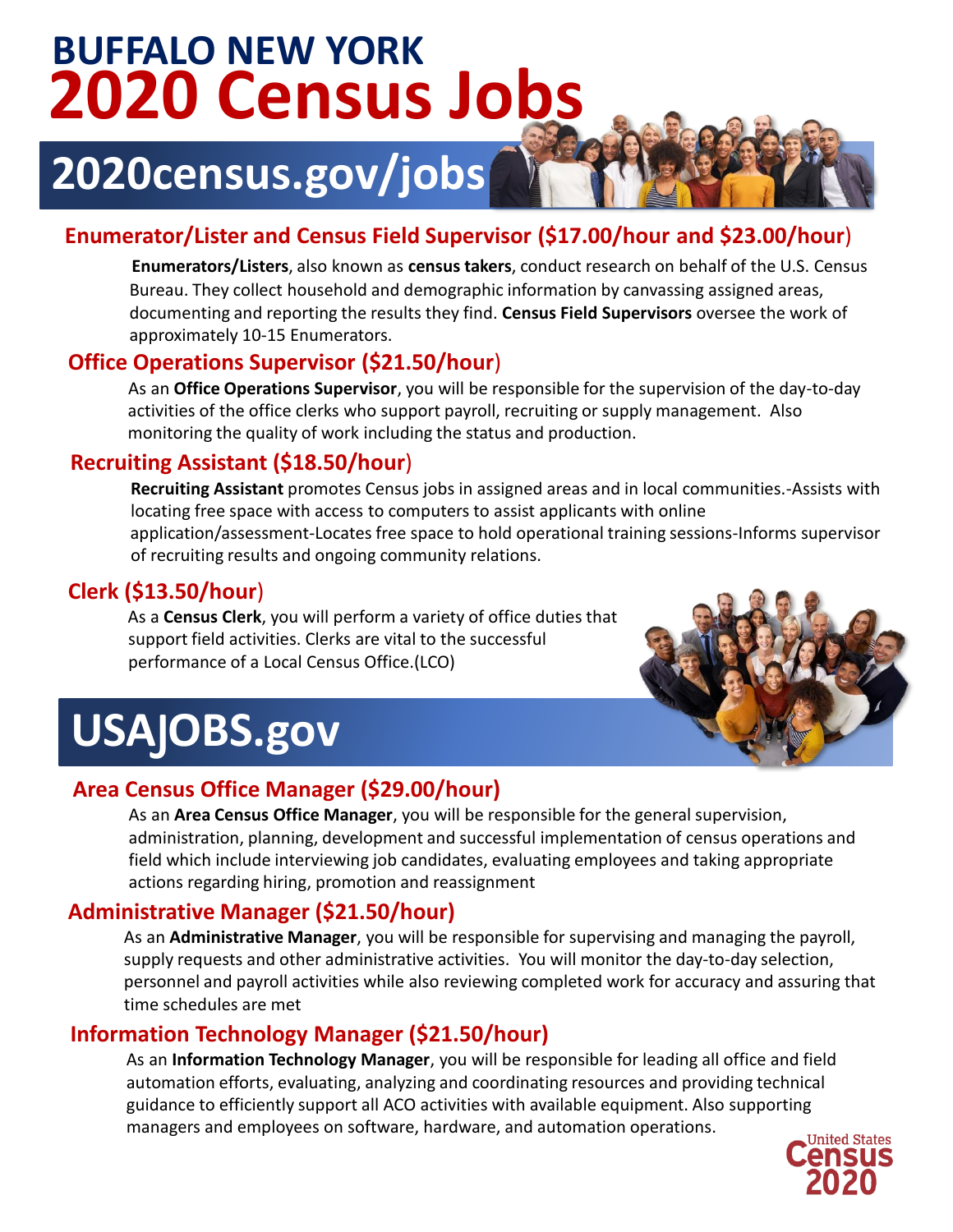# BUFFALO NEW YORK
# 2020 Census Jobs

## 2020census.gov/jobs

### Enumerator/Lister and Census Field Supervisor ($17.00/hour and $23.00/hour)

**Enumerators/Listers**, also known as **census takers**, conduct research on behalf of the U.S. Census Bureau. They collect household and demographic information by canvassing assigned areas, documenting and reporting the results they find. **Census Field Supervisors** oversee the work of approximately 10-15 Enumerators.

### Office Operations Supervisor ($21.50/hour)

As an **Office Operations Supervisor**, you will be responsible for the supervision of the day-to-day activities of the office clerks who support payroll, recruiting or supply management. Also monitoring the quality of work including the status and production.

### Recruiting Assistant ($18.50/hour)

**Recruiting Assistant** promotes Census jobs in assigned areas and in local communities.-Assists with locating free space with access to computers to assist applicants with online application/assessment-Locates free space to hold operational training sessions-Informs supervisor of recruiting results and ongoing community relations.

### Clerk ($13.50/hour)

As a **Census Clerk**, you will perform a variety of office duties that support field activities. Clerks are vital to the successful performance of a Local Census Office.(LCO)

## USAJOBS.gov

### Area Census Office Manager ($29.00/hour)

As an **Area Census Office Manager**, you will be responsible for the general supervision, administration, planning, development and successful implementation of census operations and field which include interviewing job candidates, evaluating employees and taking appropriate actions regarding hiring, promotion and reassignment

### Administrative Manager ($21.50/hour)

As an **Administrative Manager**, you will be responsible for supervising and managing the payroll, supply requests and other administrative activities. You will monitor the day-to-day selection, personnel and payroll activities while also reviewing completed work for accuracy and assuring that time schedules are met

### Information Technology Manager ($21.50/hour)

As an **Information Technology Manager**, you will be responsible for leading all office and field automation efforts, evaluating, analyzing and coordinating resources and providing technical guidance to efficiently support all ACO activities with available equipment. Also supporting managers and employees on software, hardware, and automation operations.

United States Census 2020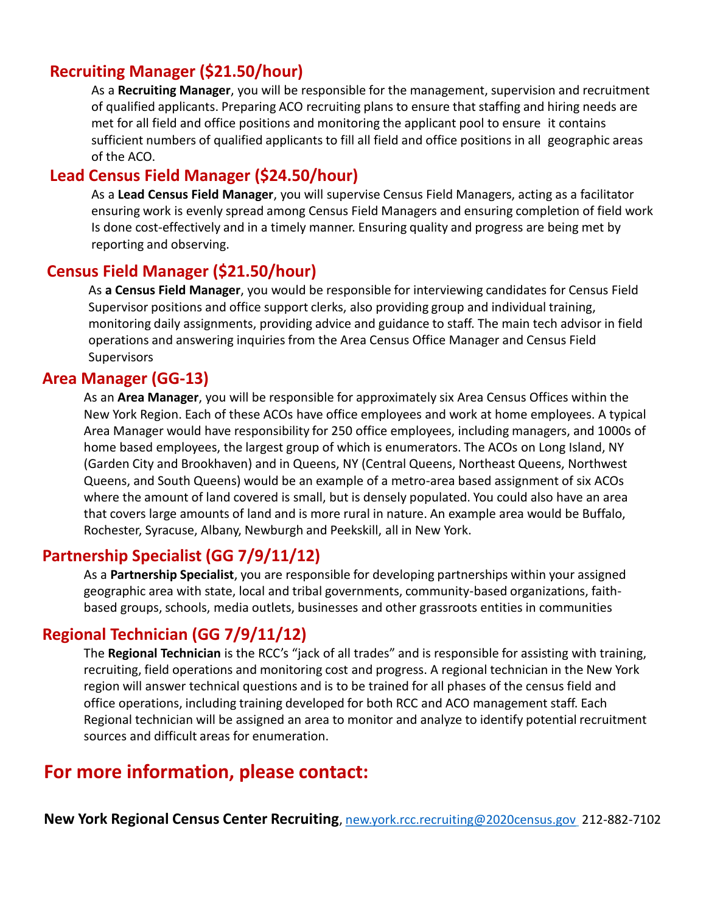## Recruiting Manager ($21.50/hour)

As a **Recruiting Manager**, you will be responsible for the management, supervision and recruitment of qualified applicants. Preparing ACO recruiting plans to ensure that staffing and hiring needs are met for all field and office positions and monitoring the applicant pool to ensure it contains sufficient numbers of qualified applicants to fill all field and office positions in all geographic areas of the ACO.

## Lead Census Field Manager ($24.50/hour)

As a **Lead Census Field Manager**, you will supervise Census Field Managers, acting as a facilitator ensuring work is evenly spread among Census Field Managers and ensuring completion of field work Is done cost-effectively and in a timely manner. Ensuring quality and progress are being met by reporting and observing.

## Census Field Manager ($21.50/hour)

As **a Census Field Manager**, you would be responsible for interviewing candidates for Census Field Supervisor positions and office support clerks, also providing group and individual training, monitoring daily assignments, providing advice and guidance to staff. The main tech advisor in field operations and answering inquiries from the Area Census Office Manager and Census Field Supervisors

## Area Manager (GG-13)

As an **Area Manager**, you will be responsible for approximately six Area Census Offices within the New York Region. Each of these ACOs have office employees and work at home employees. A typical Area Manager would have responsibility for 250 office employees, including managers, and 1000s of home based employees, the largest group of which is enumerators. The ACOs on Long Island, NY (Garden City and Brookhaven) and in Queens, NY (Central Queens, Northeast Queens, Northwest Queens, and South Queens) would be an example of a metro-area based assignment of six ACOs where the amount of land covered is small, but is densely populated. You could also have an area that covers large amounts of land and is more rural in nature. An example area would be Buffalo, Rochester, Syracuse, Albany, Newburgh and Peekskill, all in New York.

## Partnership Specialist (GG 7/9/11/12)

As a **Partnership Specialist**, you are responsible for developing partnerships within your assigned geographic area with state, local and tribal governments, community-based organizations, faith-based groups, schools, media outlets, businesses and other grassroots entities in communities

## Regional Technician (GG 7/9/11/12)

The **Regional Technician** is the RCC's "jack of all trades" and is responsible for assisting with training, recruiting, field operations and monitoring cost and progress. A regional technician in the New York region will answer technical questions and is to be trained for all phases of the census field and office operations, including training developed for both RCC and ACO management staff. Each Regional technician will be assigned an area to monitor and analyze to identify potential recruitment sources and difficult areas for enumeration.

# For more information, please contact:

**New York Regional Census Center Recruiting**, new.york.rcc.recruiting@2020census.gov 212-882-7102